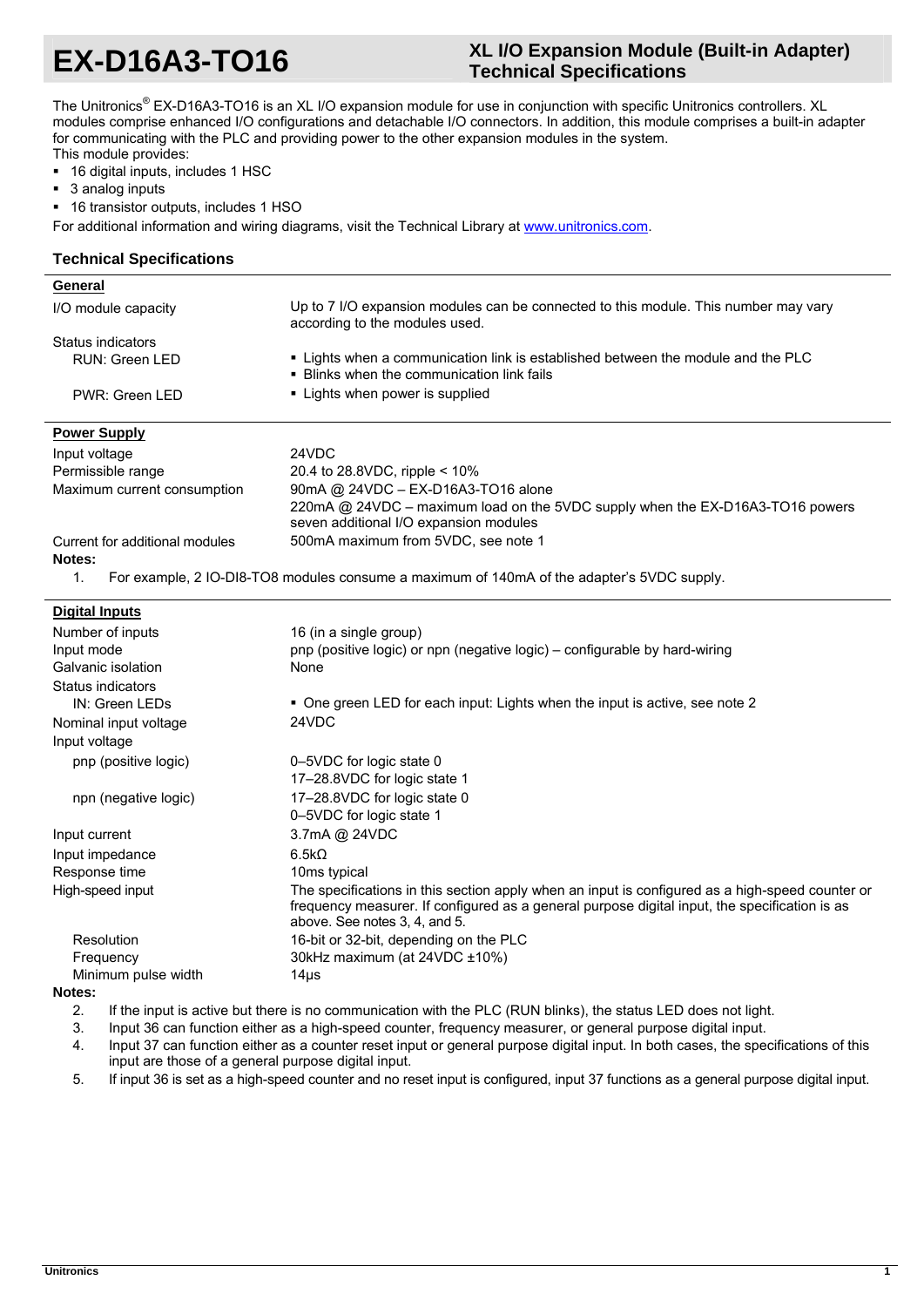# EX-D16A3-TO16

## XL I/O Expansion Module (Built-in Adapter) Technical Specifications

The Unitronics® EX-D16A3-TO16 is an XL I/O expansion module for use in conjunction with specific Unitronics controllers. XL modules comprise enhanced I/O configurations and detachable I/O connectors. In addition, this module comprises a built-in adapter for communicating with the PLC and providing power to the other expansion modules in the system.

This module provides:

- 16 digital inputs, includes 1 HSC
- 3 analog inputs
- 16 transistor outputs, includes 1 HSO

For additional information and wiring diagrams, visit the Technical Library at www.unitronics.com.

### Technical Specifications

**General**

| | |
|---|---|
| I/O module capacity | Up to 7 I/O expansion modules can be connected to this module. This number may vary according to the modules used. |
| Status indicators | |
| RUN: Green LED | ▪ Lights when a communication link is established between the module and the PLC<br>▪ Blinks when the communication link fails |
| PWR: Green LED | ▪ Lights when power is supplied |

**Power Supply**

| | |
|---|---|
| Input voltage | 24VDC |
| Permissible range | 20.4 to 28.8VDC, ripple < 10% |
| Maximum current consumption | 90mA @ 24VDC – EX-D16A3-TO16 alone<br>220mA @ 24VDC – maximum load on the 5VDC supply when the EX-D16A3-TO16 powers seven additional I/O expansion modules |
| Current for additional modules | 500mA maximum from 5VDC, see note 1 |

**Notes:**

1. For example, 2 IO-DI8-TO8 modules consume a maximum of 140mA of the adapter's 5VDC supply.

**Digital Inputs**

| | |
|---|---|
| Number of inputs | 16 (in a single group) |
| Input mode | pnp (positive logic) or npn (negative logic) – configurable by hard-wiring |
| Galvanic isolation | None |
| Status indicators | |
| IN: Green LEDs | ▪ One green LED for each input: Lights when the input is active, see note 2 |
| Nominal input voltage | 24VDC |
| Input voltage | |
| pnp (positive logic) | 0–5VDC for logic state 0<br>17–28.8VDC for logic state 1 |
| npn (negative logic) | 17–28.8VDC for logic state 0<br>0–5VDC for logic state 1 |
| Input current | 3.7mA @ 24VDC |
| Input impedance | 6.5kΩ |
| Response time | 10ms typical |
| High-speed input | The specifications in this section apply when an input is configured as a high-speed counter or frequency measurer. If configured as a general purpose digital input, the specification is as above. See notes 3, 4, and 5. |
| Resolution | 16-bit or 32-bit, depending on the PLC |
| Frequency | 30kHz maximum (at 24VDC ±10%) |
| Minimum pulse width | 14μs |

**Notes:**

2. If the input is active but there is no communication with the PLC (RUN blinks), the status LED does not light.
3. Input 36 can function either as a high-speed counter, frequency measurer, or general purpose digital input.
4. Input 37 can function either as a counter reset input or general purpose digital input. In both cases, the specifications of this input are those of a general purpose digital input.
5. If input 36 is set as a high-speed counter and no reset input is configured, input 37 functions as a general purpose digital input.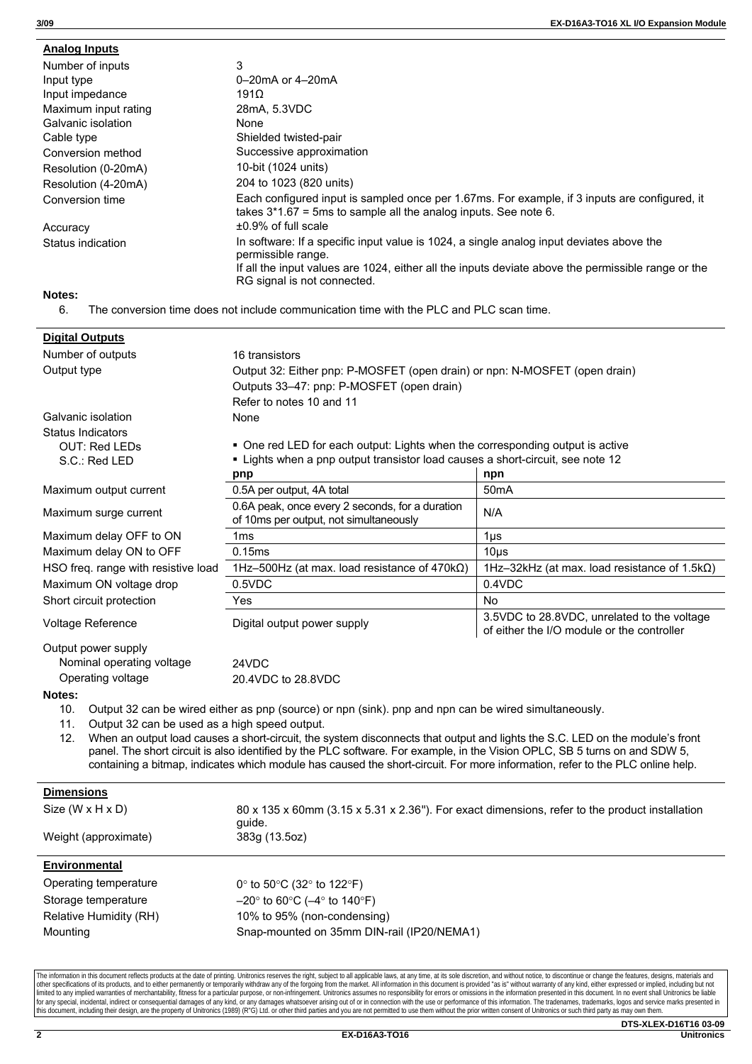## Analog Inputs

| | |
|---|---|
| Number of inputs | 3 |
| Input type | 0–20mA or 4–20mA |
| Input impedance | 191Ω |
| Maximum input rating | 28mA, 5.3VDC |
| Galvanic isolation | None |
| Cable type | Shielded twisted-pair |
| Conversion method | Successive approximation |
| Resolution (0-20mA) | 10-bit (1024 units) |
| Resolution (4-20mA) | 204 to 1023 (820 units) |
| Conversion time | Each configured input is sampled once per 1.67ms. For example, if 3 inputs are configured, it takes 3*1.67 = 5ms to sample all the analog inputs. See note 6. |
| Accuracy | ±0.9% of full scale |
| Status indication | In software: If a specific input value is 1024, a single analog input deviates above the permissible range. If all the input values are 1024, either all the inputs deviate above the permissible range or the RG signal is not connected. |

**Notes:**

6. The conversion time does not include communication time with the PLC and PLC scan time.

## Digital Outputs

| | |
|---|---|
| Number of outputs | 16 transistors |
| Output type | Output 32: Either pnp: P-MOSFET (open drain) or npn: N-MOSFET (open drain)<br>Outputs 33–47: pnp: P-MOSFET (open drain)<br>Refer to notes 10 and 11 |
| Galvanic isolation | None |
| Status Indicators | |
| OUT: Red LEDs | ▪ One red LED for each output: Lights when the corresponding output is active |
| S.C.: Red LED | ▪ Lights when a pnp output transistor load causes a short-circuit, see note 12 |

| | pnp | npn |
|---|---|---|
| Maximum output current | 0.5A per output, 4A total | 50mA |
| Maximum surge current | 0.6A peak, once every 2 seconds, for a duration of 10ms per output, not simultaneously | N/A |
| Maximum delay OFF to ON | 1ms | 1µs |
| Maximum delay ON to OFF | 0.15ms | 10µs |
| HSO freq. range with resistive load | 1Hz–500Hz (at max. load resistance of 470kΩ) | 1Hz–32kHz (at max. load resistance of 1.5kΩ) |
| Maximum ON voltage drop | 0.5VDC | 0.4VDC |
| Short circuit protection | Yes | No |
| Voltage Reference | Digital output power supply | 3.5VDC to 28.8VDC, unrelated to the voltage of either the I/O module or the controller |

| | |
|---|---|
| Output power supply | |
| Nominal operating voltage | 24VDC |
| Operating voltage | 20.4VDC to 28.8VDC |

**Notes:**

10. Output 32 can be wired either as pnp (source) or npn (sink). pnp and npn can be wired simultaneously.
11. Output 32 can be used as a high speed output.
12. When an output load causes a short-circuit, the system disconnects that output and lights the S.C. LED on the module's front panel. The short circuit is also identified by the PLC software. For example, in the Vision OPLC, SB 5 turns on and SDW 5, containing a bitmap, indicates which module has caused the short-circuit. For more information, refer to the PLC online help.

## Dimensions

| | |
|---|---|
| Size (W x H x D) | 80 x 135 x 60mm (3.15 x 5.31 x 2.36"). For exact dimensions, refer to the product installation guide. |
| Weight (approximate) | 383g (13.5oz) |

## Environmental

| | |
|---|---|
| Operating temperature | 0° to 50°C (32° to 122°F) |
| Storage temperature | –20° to 60°C (–4° to 140°F) |
| Relative Humidity (RH) | 10% to 95% (non-condensing) |
| Mounting | Snap-mounted on 35mm DIN-rail (IP20/NEMA1) |

The information in this document reflects products at the date of printing. Unitronics reserves the right, subject to all applicable laws, at any time, at its sole discretion, and without notice, to discontinue or change the features, designs, materials and other specifications of its products, and to either permanently or temporarily withdraw any of the forgoing from the market. All information in this document is provided "as is" without warranty of any kind, either expressed or implied, including but not limited to any implied warranties of merchantability, fitness for a particular purpose, or non-infringement. Unitronics assumes no responsibility for errors or omissions in the information presented in this document. In no event shall Unitronics be liable for any special, incidental, indirect or consequential damages of any kind, or any damages whatsoever arising out of or in connection with the use or performance of this information. The tradenames, trademarks, logos and service marks presented in this document, including their design, are the property of Unitronics (1989) (R"G) Ltd. or other third parties and you are not permitted to use them without the prior written consent of Unitronics or such third party as may own them.

DTS-XLEX-D16T16 03-09